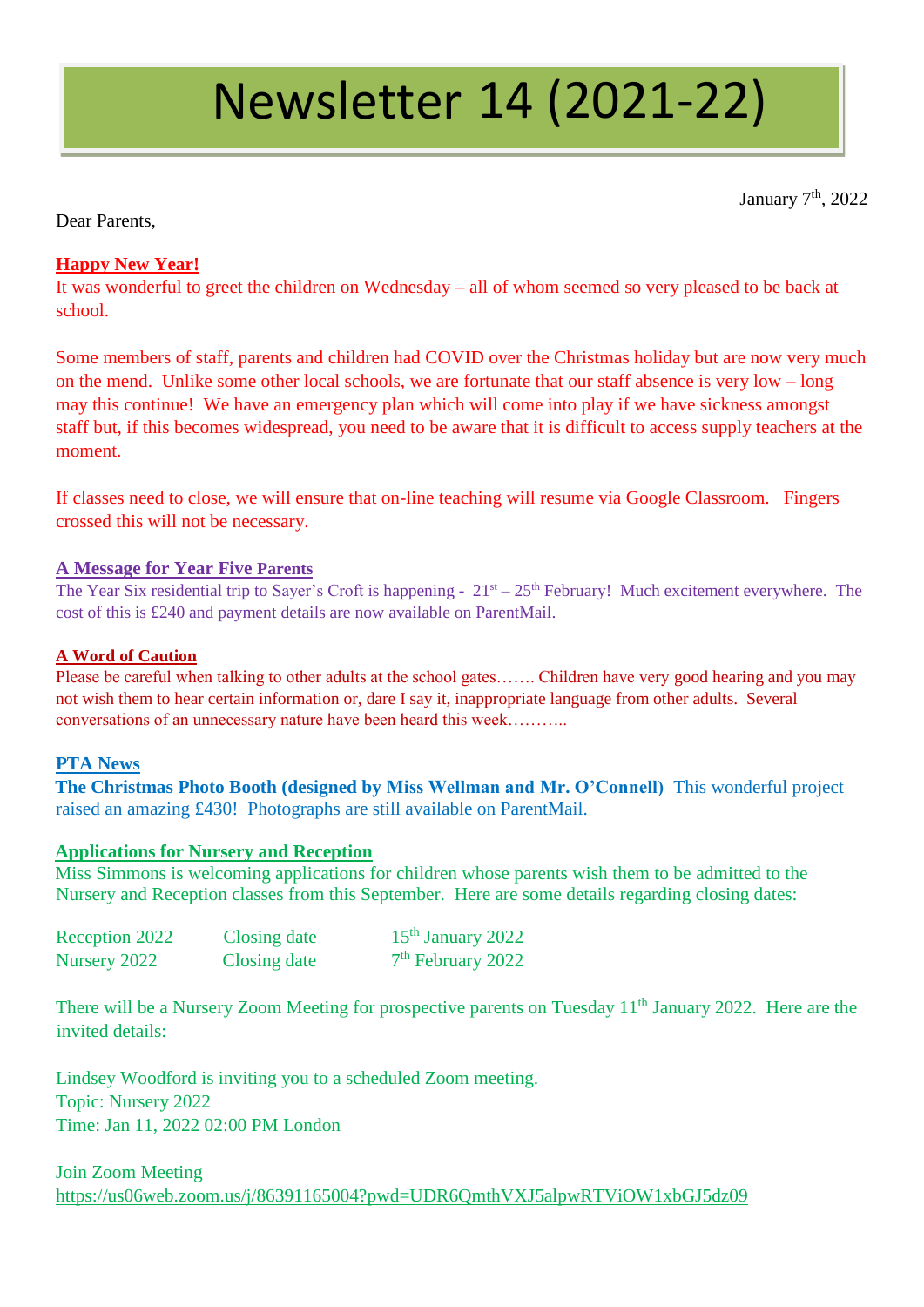# Newsletter 14 (2021-22)

January 7th, 2022

Dear Parents,

## Happy New Year!

It was wonderful to greet the children on Wednesday – all of whom seemed so very pleased to be back at school.

Some members of staff, parents and children had COVID over the Christmas holiday but are now very much on the mend. Unlike some other local schools, we are fortunate that our staff absence is very low – long may this continue! We have an emergency plan which will come into play if we have sickness amongst staff but, if this becomes widespread, you need to be aware that it is difficult to access supply teachers at the moment.

If classes need to close, we will ensure that on-line teaching will resume via Google Classroom. Fingers crossed this will not be necessary.

## A Message for Year Five Parents

The Year Six residential trip to Sayer's Croft is happening - 21st – 25th February! Much excitement everywhere. The cost of this is £240 and payment details are now available on ParentMail.

## A Word of Caution

Please be careful when talking to other adults at the school gates……. Children have very good hearing and you may not wish them to hear certain information or, dare I say it, inappropriate language from other adults. Several conversations of an unnecessary nature have been heard this week………..

## PTA News

**The Christmas Photo Booth (designed by Miss Wellman and Mr. O'Connell)** This wonderful project raised an amazing £430! Photographs are still available on ParentMail.

## Applications for Nursery and Reception

Miss Simmons is welcoming applications for children whose parents wish them to be admitted to the Nursery and Reception classes from this September. Here are some details regarding closing dates:

| | | |
|---|---|---|
| Reception 2022 | Closing date | 15th January 2022 |
| Nursery 2022 | Closing date | 7th February 2022 |

There will be a Nursery Zoom Meeting for prospective parents on Tuesday 11th January 2022. Here are the invited details:

Lindsey Woodford is inviting you to a scheduled Zoom meeting.
Topic: Nursery 2022
Time: Jan 11, 2022 02:00 PM London

Join Zoom Meeting
https://us06web.zoom.us/j/86391165004?pwd=UDR6QmthVXJ5alpwRTViOW1xbGJ5dz09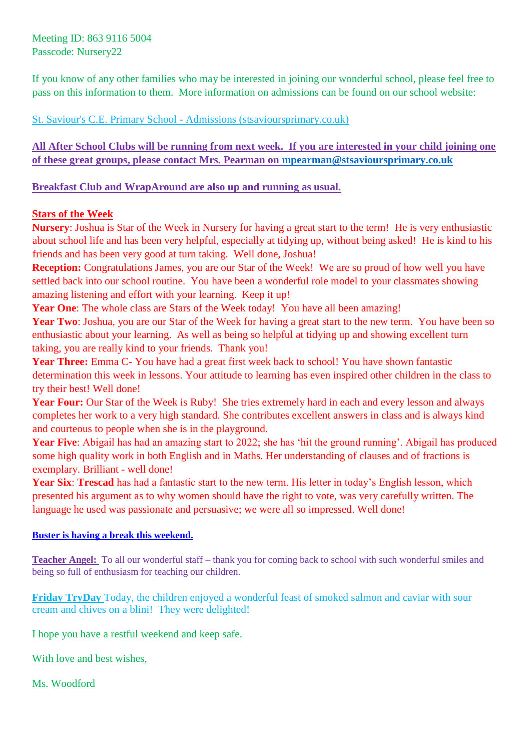Meeting ID: 863 9116 5004
Passcode: Nursery22

If you know of any other families who may be interested in joining our wonderful school, please feel free to pass on this information to them. More information on admissions can be found on our school website:

St. Saviour's C.E. Primary School - Admissions (stsavioursprimary.co.uk)

**All After School Clubs will be running from next week. If you are interested in your child joining one of these great groups, please contact Mrs. Pearman on mpearman@stsavioursprimary.co.uk**

**Breakfast Club and WrapAround are also up and running as usual.**

**Stars of the Week**

**Nursery**: Joshua is Star of the Week in Nursery for having a great start to the term! He is very enthusiastic about school life and has been very helpful, especially at tidying up, without being asked! He is kind to his friends and has been very good at turn taking. Well done, Joshua!

**Reception:** Congratulations James, you are our Star of the Week! We are so proud of how well you have settled back into our school routine. You have been a wonderful role model to your classmates showing amazing listening and effort with your learning. Keep it up!

**Year One**: The whole class are Stars of the Week today! You have all been amazing!

**Year Two**: Joshua, you are our Star of the Week for having a great start to the new term. You have been so enthusiastic about your learning. As well as being so helpful at tidying up and showing excellent turn taking, you are really kind to your friends. Thank you!

**Year Three:** Emma C- You have had a great first week back to school! You have shown fantastic determination this week in lessons. Your attitude to learning has even inspired other children in the class to try their best! Well done!

**Year Four:** Our Star of the Week is Ruby! She tries extremely hard in each and every lesson and always completes her work to a very high standard. She contributes excellent answers in class and is always kind and courteous to people when she is in the playground.

**Year Five**: Abigail has had an amazing start to 2022; she has 'hit the ground running'. Abigail has produced some high quality work in both English and in Maths. Her understanding of clauses and of fractions is exemplary. Brilliant - well done!

**Year Six**: **Trescad** has had a fantastic start to the new term. His letter in today's English lesson, which presented his argument as to why women should have the right to vote, was very carefully written. The language he used was passionate and persuasive; we were all so impressed. Well done!

**Buster is having a break this weekend.**

**Teacher Angel:** To all our wonderful staff – thank you for coming back to school with such wonderful smiles and being so full of enthusiasm for teaching our children.

**Friday TryDay** Today, the children enjoyed a wonderful feast of smoked salmon and caviar with sour cream and chives on a blini! They were delighted!

I hope you have a restful weekend and keep safe.

With love and best wishes,

Ms. Woodford